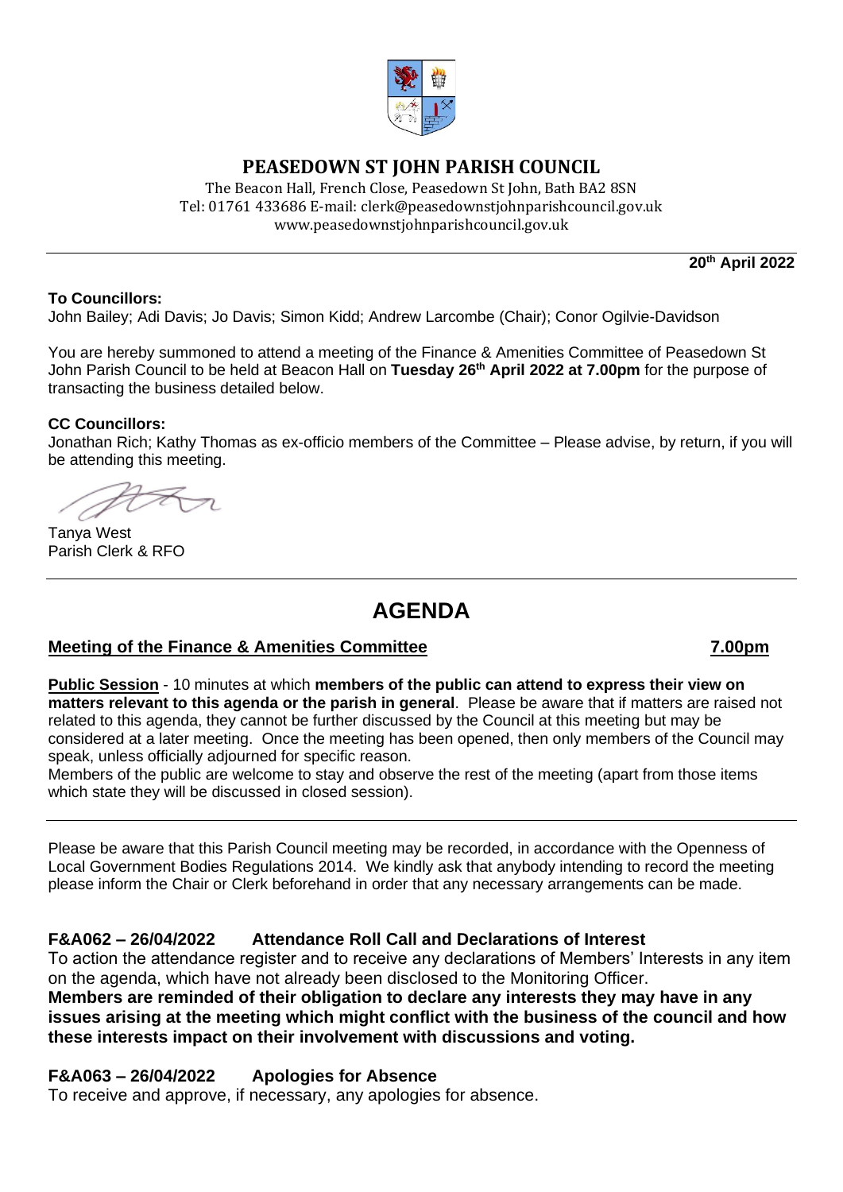# PEASEDOWN ST JOHN PARISH COUNCIL

The Beacon Hall, French Close, Peasedown St John, Bath BA2 8SN
Tel: 01761 433686 E-mail: clerk@peasedownstjohnparishcouncil.gov.uk
www.peasedownstjohnparishcouncil.gov.uk

**20th April 2022**

**To Councillors:**
John Bailey; Adi Davis; Jo Davis; Simon Kidd; Andrew Larcombe (Chair); Conor Ogilvie-Davidson

You are hereby summoned to attend a meeting of the Finance & Amenities Committee of Peasedown St John Parish Council to be held at Beacon Hall on **Tuesday 26th April 2022 at 7.00pm** for the purpose of transacting the business detailed below.

**CC Councillors:**
Jonathan Rich; Kathy Thomas as ex-officio members of the Committee – Please advise, by return, if you will be attending this meeting.

Tanya West
Parish Clerk & RFO

# AGENDA

## Meeting of the Finance & Amenities Committee 7.00pm

**Public Session** - 10 minutes at which **members of the public can attend to express their view on matters relevant to this agenda or the parish in general**. Please be aware that if matters are raised not related to this agenda, they cannot be further discussed by the Council at this meeting but may be considered at a later meeting. Once the meeting has been opened, then only members of the Council may speak, unless officially adjourned for specific reason.
Members of the public are welcome to stay and observe the rest of the meeting (apart from those items which state they will be discussed in closed session).

Please be aware that this Parish Council meeting may be recorded, in accordance with the Openness of Local Government Bodies Regulations 2014. We kindly ask that anybody intending to record the meeting please inform the Chair or Clerk beforehand in order that any necessary arrangements can be made.

### F&A062 – 26/04/2022 Attendance Roll Call and Declarations of Interest

To action the attendance register and to receive any declarations of Members' Interests in any item on the agenda, which have not already been disclosed to the Monitoring Officer.
**Members are reminded of their obligation to declare any interests they may have in any issues arising at the meeting which might conflict with the business of the council and how these interests impact on their involvement with discussions and voting.**

### F&A063 – 26/04/2022 Apologies for Absence

To receive and approve, if necessary, any apologies for absence.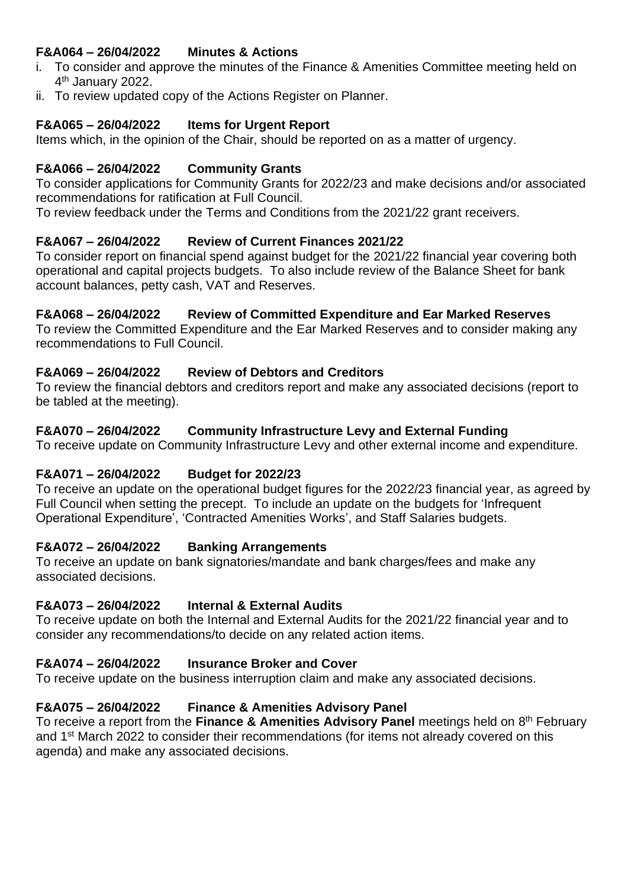### F&A064 – 26/04/2022 Minutes & Actions

i. To consider and approve the minutes of the Finance & Amenities Committee meeting held on 4th January 2022.
ii. To review updated copy of the Actions Register on Planner.

### F&A065 – 26/04/2022 Items for Urgent Report

Items which, in the opinion of the Chair, should be reported on as a matter of urgency.

### F&A066 – 26/04/2022 Community Grants

To consider applications for Community Grants for 2022/23 and make decisions and/or associated recommendations for ratification at Full Council.
To review feedback under the Terms and Conditions from the 2021/22 grant receivers.

### F&A067 – 26/04/2022 Review of Current Finances 2021/22

To consider report on financial spend against budget for the 2021/22 financial year covering both operational and capital projects budgets. To also include review of the Balance Sheet for bank account balances, petty cash, VAT and Reserves.

### F&A068 – 26/04/2022 Review of Committed Expenditure and Ear Marked Reserves

To review the Committed Expenditure and the Ear Marked Reserves and to consider making any recommendations to Full Council.

### F&A069 – 26/04/2022 Review of Debtors and Creditors

To review the financial debtors and creditors report and make any associated decisions (report to be tabled at the meeting).

### F&A070 – 26/04/2022 Community Infrastructure Levy and External Funding

To receive update on Community Infrastructure Levy and other external income and expenditure.

### F&A071 – 26/04/2022 Budget for 2022/23

To receive an update on the operational budget figures for the 2022/23 financial year, as agreed by Full Council when setting the precept. To include an update on the budgets for 'Infrequent Operational Expenditure', 'Contracted Amenities Works', and Staff Salaries budgets.

### F&A072 – 26/04/2022 Banking Arrangements

To receive an update on bank signatories/mandate and bank charges/fees and make any associated decisions.

### F&A073 – 26/04/2022 Internal & External Audits

To receive update on both the Internal and External Audits for the 2021/22 financial year and to consider any recommendations/to decide on any related action items.

### F&A074 – 26/04/2022 Insurance Broker and Cover

To receive update on the business interruption claim and make any associated decisions.

### F&A075 – 26/04/2022 Finance & Amenities Advisory Panel

To receive a report from the **Finance & Amenities Advisory Panel** meetings held on 8th February and 1st March 2022 to consider their recommendations (for items not already covered on this agenda) and make any associated decisions.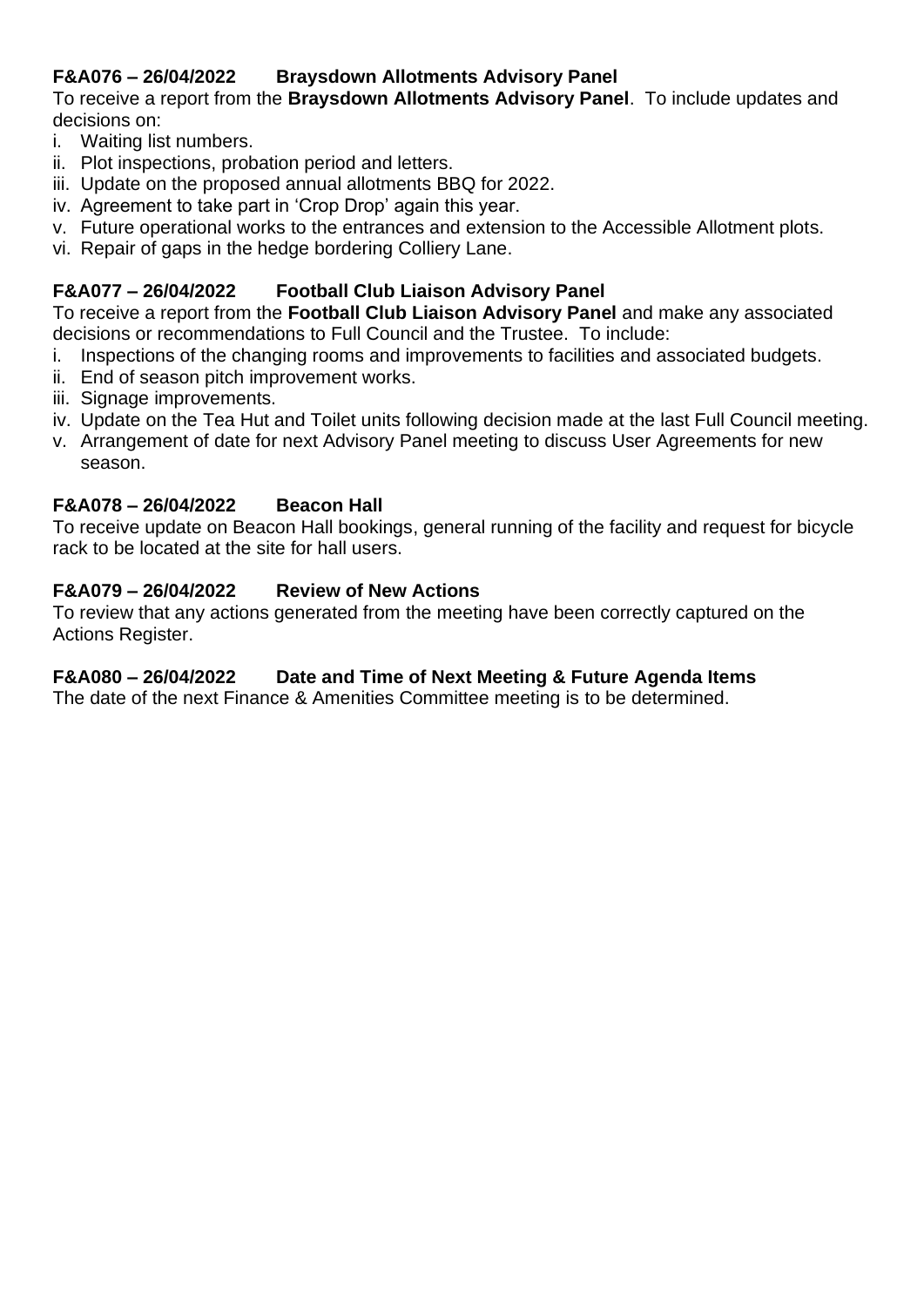**F&A076 – 26/04/2022 Braysdown Allotments Advisory Panel**

To receive a report from the **Braysdown Allotments Advisory Panel**. To include updates and decisions on:

i. Waiting list numbers.
ii. Plot inspections, probation period and letters.
iii. Update on the proposed annual allotments BBQ for 2022.
iv. Agreement to take part in 'Crop Drop' again this year.
v. Future operational works to the entrances and extension to the Accessible Allotment plots.
vi. Repair of gaps in the hedge bordering Colliery Lane.

**F&A077 – 26/04/2022 Football Club Liaison Advisory Panel**

To receive a report from the **Football Club Liaison Advisory Panel** and make any associated decisions or recommendations to Full Council and the Trustee. To include:

i. Inspections of the changing rooms and improvements to facilities and associated budgets.
ii. End of season pitch improvement works.
iii. Signage improvements.
iv. Update on the Tea Hut and Toilet units following decision made at the last Full Council meeting.
v. Arrangement of date for next Advisory Panel meeting to discuss User Agreements for new season.

**F&A078 – 26/04/2022 Beacon Hall**

To receive update on Beacon Hall bookings, general running of the facility and request for bicycle rack to be located at the site for hall users.

**F&A079 – 26/04/2022 Review of New Actions**

To review that any actions generated from the meeting have been correctly captured on the Actions Register.

**F&A080 – 26/04/2022 Date and Time of Next Meeting & Future Agenda Items**

The date of the next Finance & Amenities Committee meeting is to be determined.